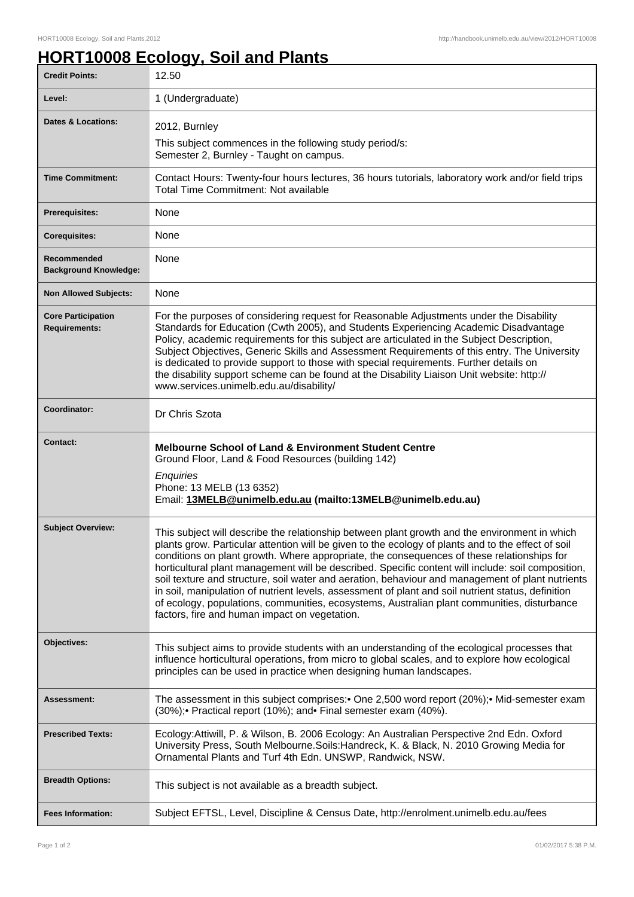# HORT10008 Ecology, Soil and Plants

| | |
|---|---|
| **Credit Points:** | 12.50 |
| **Level:** | 1 (Undergraduate) |
| **Dates & Locations:** | 2012, Burnley<br>This subject commences in the following study period/s:<br>Semester 2, Burnley - Taught on campus. |
| **Time Commitment:** | Contact Hours: Twenty-four hours lectures, 36 hours tutorials, laboratory work and/or field trips<br>Total Time Commitment: Not available |
| **Prerequisites:** | None |
| **Corequisites:** | None |
| **Recommended Background Knowledge:** | None |
| **Non Allowed Subjects:** | None |
| **Core Participation Requirements:** | For the purposes of considering request for Reasonable Adjustments under the Disability Standards for Education (Cwth 2005), and Students Experiencing Academic Disadvantage Policy, academic requirements for this subject are articulated in the Subject Description, Subject Objectives, Generic Skills and Assessment Requirements of this entry. The University is dedicated to provide support to those with special requirements. Further details on the disability support scheme can be found at the Disability Liaison Unit website: http://www.services.unimelb.edu.au/disability/ |
| **Coordinator:** | Dr Chris Szota |
| **Contact:** | **Melbourne School of Land & Environment Student Centre**<br>Ground Floor, Land & Food Resources (building 142)<br>*Enquiries*<br>Phone: 13 MELB (13 6352)<br>Email: **13MELB@unimelb.edu.au (mailto:13MELB@unimelb.edu.au)** |
| **Subject Overview:** | This subject will describe the relationship between plant growth and the environment in which plants grow. Particular attention will be given to the ecology of plants and to the effect of soil conditions on plant growth. Where appropriate, the consequences of these relationships for horticultural plant management will be described. Specific content will include: soil composition, soil texture and structure, soil water and aeration, behaviour and management of plant nutrients in soil, manipulation of nutrient levels, assessment of plant and soil nutrient status, definition of ecology, populations, communities, ecosystems, Australian plant communities, disturbance factors, fire and human impact on vegetation. |
| **Objectives:** | This subject aims to provide students with an understanding of the ecological processes that influence horticultural operations, from micro to global scales, and to explore how ecological principles can be used in practice when designing human landscapes. |
| **Assessment:** | The assessment in this subject comprises:• One 2,500 word report (20%);• Mid-semester exam (30%);• Practical report (10%); and• Final semester exam (40%). |
| **Prescribed Texts:** | Ecology:Attiwill, P. & Wilson, B. 2006 Ecology: An Australian Perspective 2nd Edn. Oxford University Press, South Melbourne.Soils:Handreck, K. & Black, N. 2010 Growing Media for Ornamental Plants and Turf 4th Edn. UNSWP, Randwick, NSW. |
| **Breadth Options:** | This subject is not available as a breadth subject. |
| **Fees Information:** | Subject EFTSL, Level, Discipline & Census Date, http://enrolment.unimelb.edu.au/fees |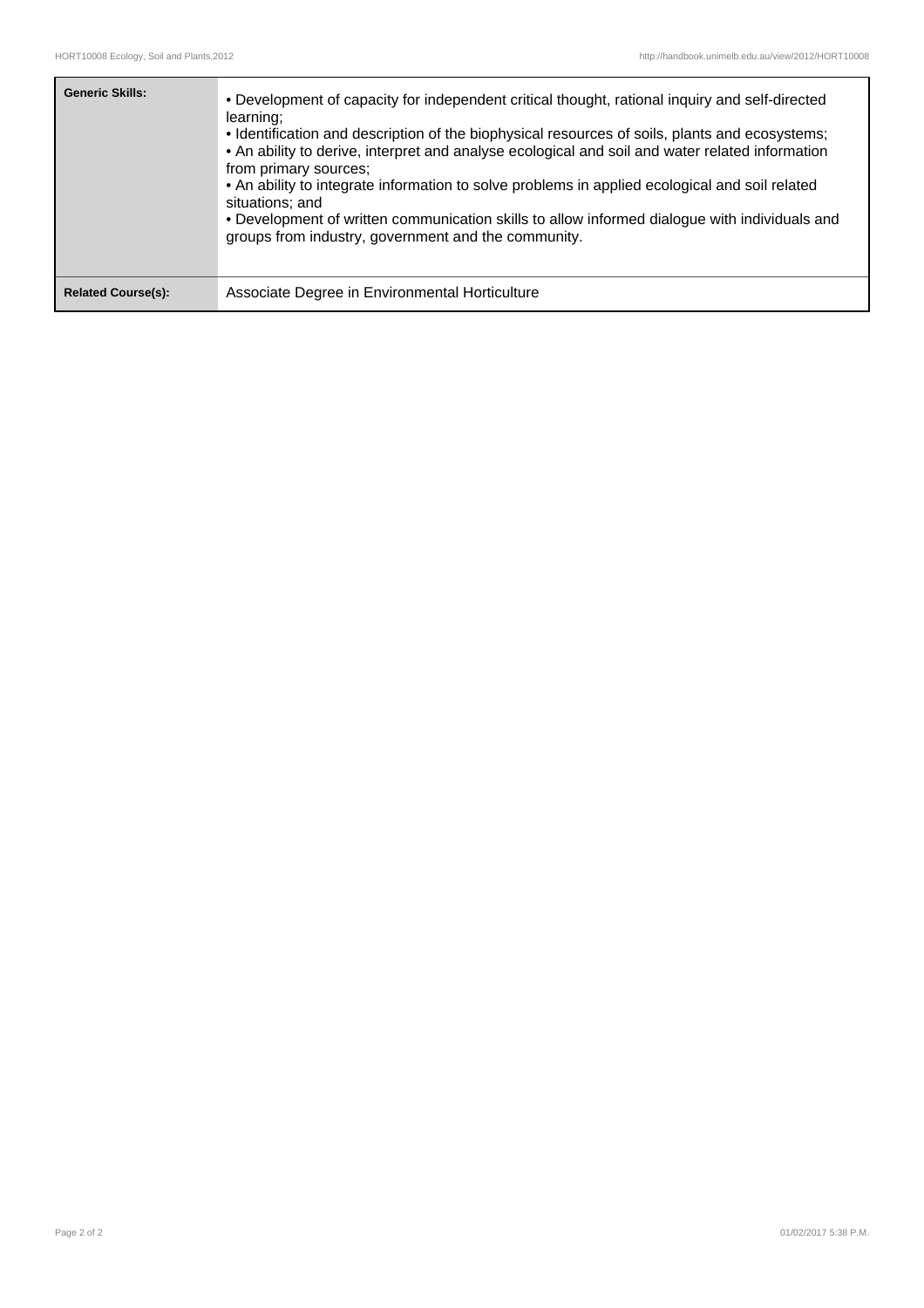| | |
|---|---|
| **Generic Skills:** | • Development of capacity for independent critical thought, rational inquiry and self-directed learning;<br>• Identification and description of the biophysical resources of soils, plants and ecosystems;<br>• An ability to derive, interpret and analyse ecological and soil and water related information from primary sources;<br>• An ability to integrate information to solve problems in applied ecological and soil related situations; and<br>• Development of written communication skills to allow informed dialogue with individuals and groups from industry, government and the community. |
| **Related Course(s):** | Associate Degree in Environmental Horticulture |